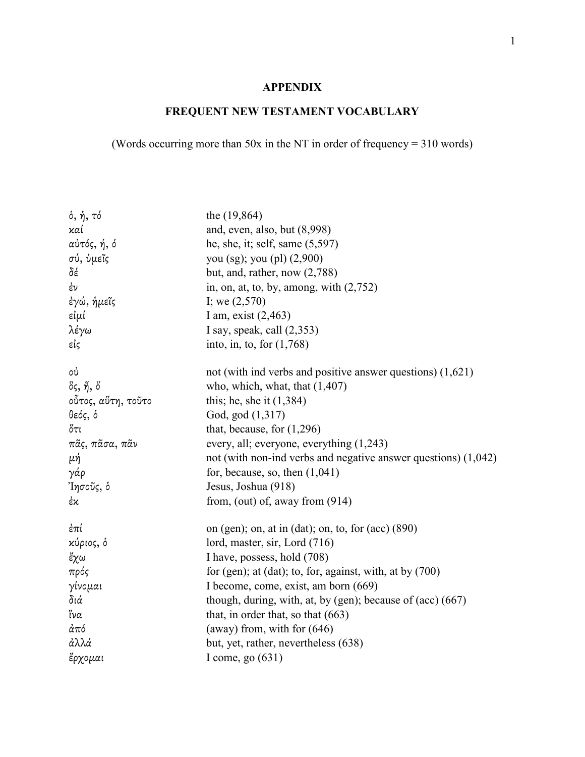# APPENDIX

## FREQUENT NEW TESTAMENT VOCABULARY

(Words occurring more than 50x in the NT in order of frequency = 310 words)

| | |
|---|---|
| ὁ, ἡ, τό | the (19,864) |
| καί | and, even, also, but (8,998) |
| αὐτός, ή, ό | he, she, it; self, same (5,597) |
| σύ, ὑμεῖς | you (sg); you (pl) (2,900) |
| δέ | but, and, rather, now (2,788) |
| ἐν | in, on, at, to, by, among, with (2,752) |
| ἐγώ, ἡμεῖς | I; we (2,570) |
| εἰμί | I am, exist (2,463) |
| λέγω | I say, speak, call (2,353) |
| εἰς | into, in, to, for (1,768) |
| οὐ | not (with ind verbs and positive answer questions) (1,621) |
| ὅς, ἥ, ὅ | who, which, what, that (1,407) |
| οὗτος, αὕτη, τοῦτο | this; he, she it (1,384) |
| θεός, ὁ | God, god (1,317) |
| ὅτι | that, because, for (1,296) |
| πᾶς, πᾶσα, πᾶν | every, all; everyone, everything (1,243) |
| μή | not (with non-ind verbs and negative answer questions) (1,042) |
| γάρ | for, because, so, then (1,041) |
| Ἰησοῦς, ὁ | Jesus, Joshua (918) |
| ἐκ | from, (out) of, away from (914) |
| ἐπί | on (gen); on, at in (dat); on, to, for (acc) (890) |
| κύριος, ὁ | lord, master, sir, Lord (716) |
| ἔχω | I have, possess, hold (708) |
| πρός | for (gen); at (dat); to, for, against, with, at by (700) |
| γίνομαι | I become, come, exist, am born (669) |
| διά | though, during, with, at, by (gen); because of (acc) (667) |
| ἵνα | that, in order that, so that (663) |
| ἀπό | (away) from, with for (646) |
| ἀλλά | but, yet, rather, nevertheless (638) |
| ἔρχομαι | I come, go (631) |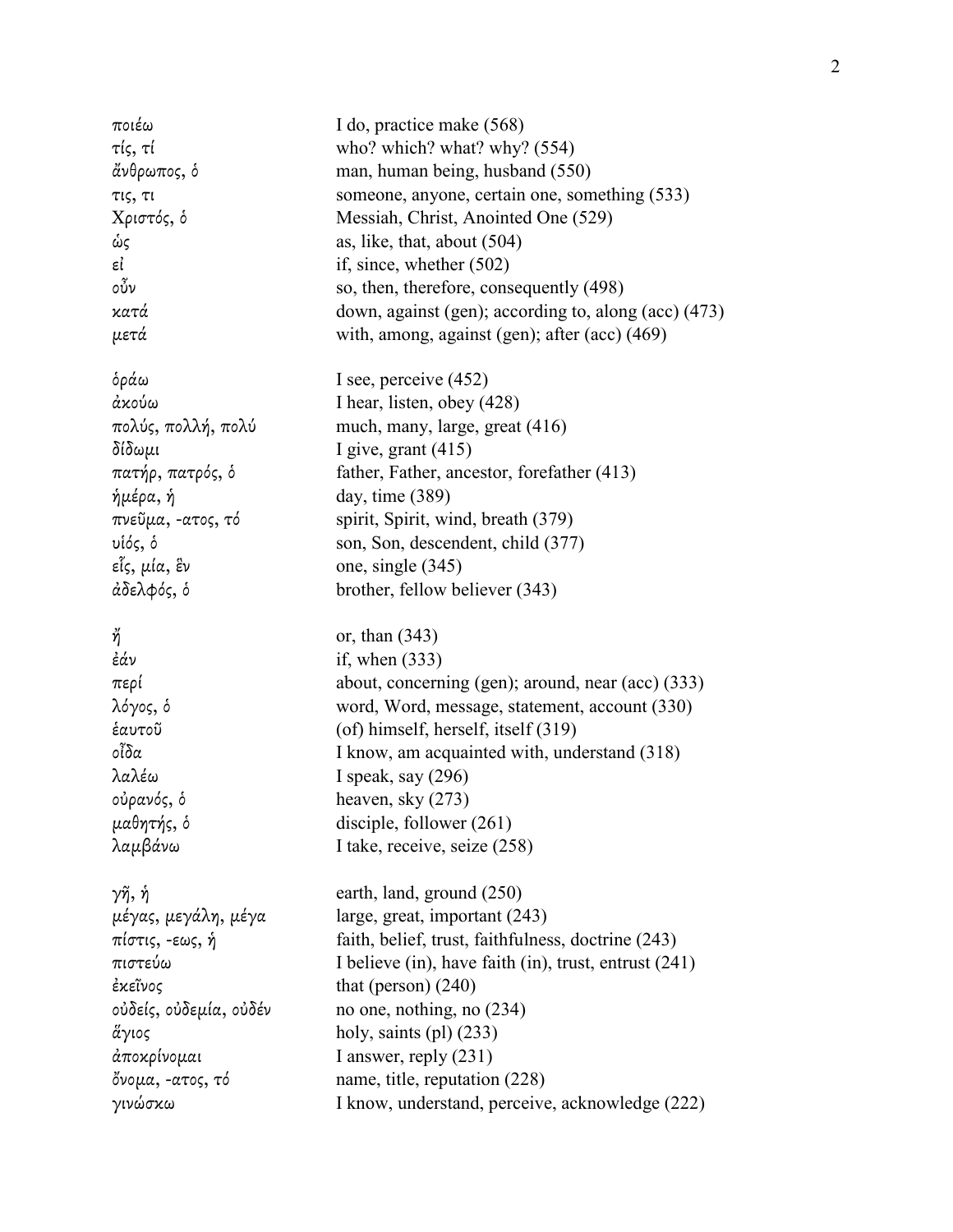| | |
|---|---|
| ποιέω | I do, practice make (568) |
| τίς, τί | who? which? what? why? (554) |
| ἄνθρωπος, ὁ | man, human being, husband (550) |
| τις, τι | someone, anyone, certain one, something (533) |
| Χριστός, ὁ | Messiah, Christ, Anointed One (529) |
| ὡς | as, like, that, about (504) |
| εἰ | if, since, whether (502) |
| οὖν | so, then, therefore, consequently (498) |
| κατά | down, against (gen); according to, along (acc) (473) |
| μετά | with, among, against (gen); after (acc) (469) |
| | |
| ὁράω | I see, perceive (452) |
| ἀκούω | I hear, listen, obey (428) |
| πολύς, πολλή, πολύ | much, many, large, great (416) |
| δίδωμι | I give, grant (415) |
| πατήρ, πατρός, ὁ | father, Father, ancestor, forefather (413) |
| ἡμέρα, ἡ | day, time (389) |
| πνεῦμα, -ατος, τό | spirit, Spirit, wind, breath (379) |
| υἱός, ὁ | son, Son, descendent, child (377) |
| εἷς, μία, ἕν | one, single (345) |
| ἀδελφός, ὁ | brother, fellow believer (343) |
| | |
| ἤ | or, than (343) |
| ἐάν | if, when (333) |
| περί | about, concerning (gen); around, near (acc) (333) |
| λόγος, ὁ | word, Word, message, statement, account (330) |
| ἑαυτοῦ | (of) himself, herself, itself (319) |
| οἶδα | I know, am acquainted with, understand (318) |
| λαλέω | I speak, say (296) |
| οὐρανός, ὁ | heaven, sky (273) |
| μαθητής, ὁ | disciple, follower (261) |
| λαμβάνω | I take, receive, seize (258) |
| | |
| γῆ, ἡ | earth, land, ground (250) |
| μέγας, μεγάλη, μέγα | large, great, important (243) |
| πίστις, -εως, ἡ | faith, belief, trust, faithfulness, doctrine (243) |
| πιστεύω | I believe (in), have faith (in), trust, entrust (241) |
| ἐκεῖνος | that (person) (240) |
| οὐδείς, οὐδεμία, οὐδέν | no one, nothing, no (234) |
| ἅγιος | holy, saints (pl) (233) |
| ἀποκρίνομαι | I answer, reply (231) |
| ὄνομα, -ατος, τό | name, title, reputation (228) |
| γινώσκω | I know, understand, perceive, acknowledge (222) |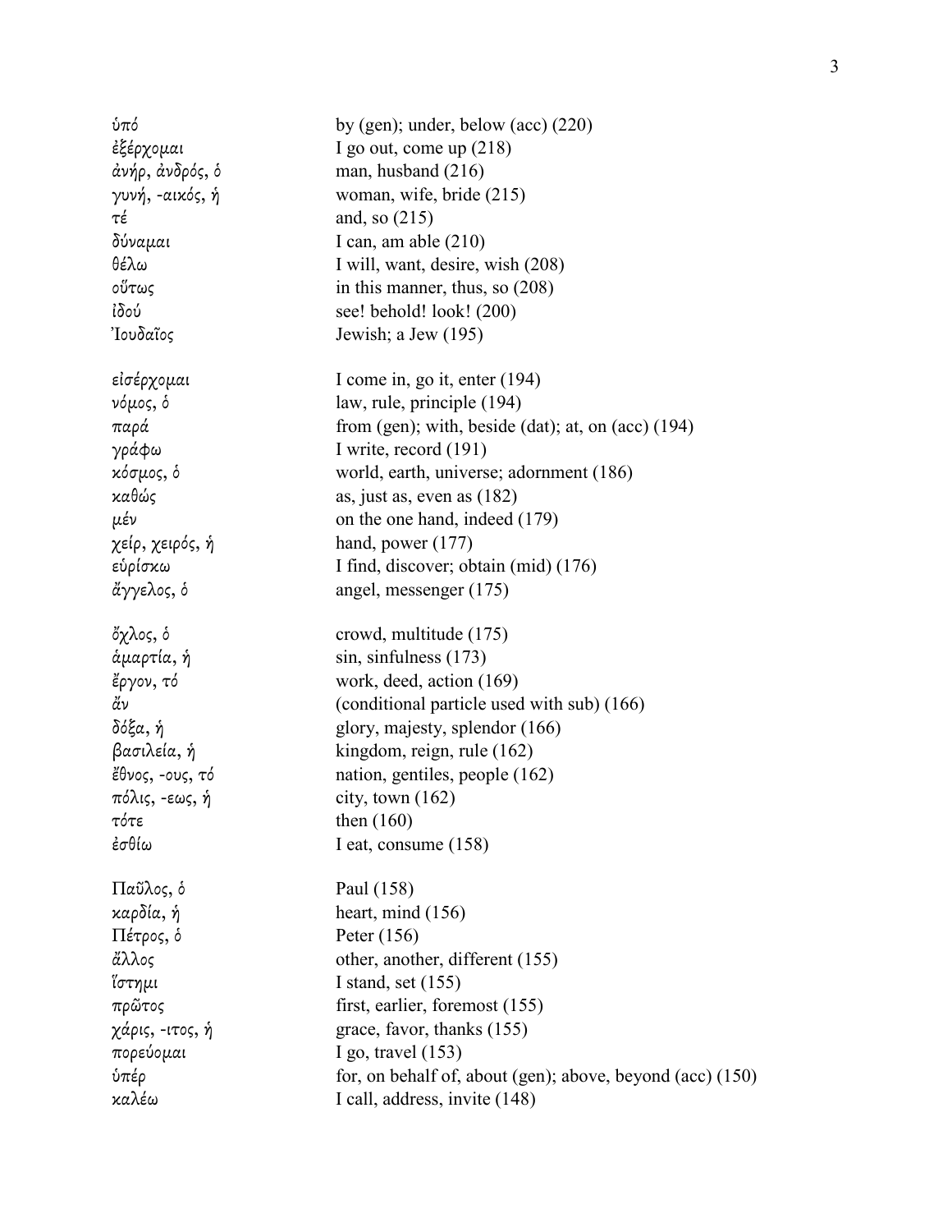| | |
|---|---|
| ὑπό | by (gen); under, below (acc) (220) |
| ἐξέρχομαι | I go out, come up (218) |
| ἀνήρ, ἀνδρός, ὁ | man, husband (216) |
| γυνή, -αικός, ἡ | woman, wife, bride (215) |
| τέ | and, so (215) |
| δύναμαι | I can, am able (210) |
| θέλω | I will, want, desire, wish (208) |
| οὕτως | in this manner, thus, so (208) |
| ἰδού | see! behold! look! (200) |
| Ἰουδαῖος | Jewish; a Jew (195) |
| | |
| εἰσέρχομαι | I come in, go it, enter (194) |
| νόμος, ὁ | law, rule, principle (194) |
| παρά | from (gen); with, beside (dat); at, on (acc) (194) |
| γράφω | I write, record (191) |
| κόσμος, ὁ | world, earth, universe; adornment (186) |
| καθώς | as, just as, even as (182) |
| μέν | on the one hand, indeed (179) |
| χείρ, χειρός, ἡ | hand, power (177) |
| εὑρίσκω | I find, discover; obtain (mid) (176) |
| ἄγγελος, ὁ | angel, messenger (175) |
| | |
| ὄχλος, ὁ | crowd, multitude (175) |
| ἁμαρτία, ἡ | sin, sinfulness (173) |
| ἔργον, τό | work, deed, action (169) |
| ἄν | (conditional particle used with sub) (166) |
| δόξα, ἡ | glory, majesty, splendor (166) |
| βασιλεία, ἡ | kingdom, reign, rule (162) |
| ἔθνος, -ους, τό | nation, gentiles, people (162) |
| πόλις, -εως, ἡ | city, town (162) |
| τότε | then (160) |
| ἐσθίω | I eat, consume (158) |
| | |
| Παῦλος, ὁ | Paul (158) |
| καρδία, ἡ | heart, mind (156) |
| Πέτρος, ὁ | Peter (156) |
| ἄλλος | other, another, different (155) |
| ἵστημι | I stand, set (155) |
| πρῶτος | first, earlier, foremost (155) |
| χάρις, -ιτος, ἡ | grace, favor, thanks (155) |
| πορεύομαι | I go, travel (153) |
| ὑπέρ | for, on behalf of, about (gen); above, beyond (acc) (150) |
| καλέω | I call, address, invite (148) |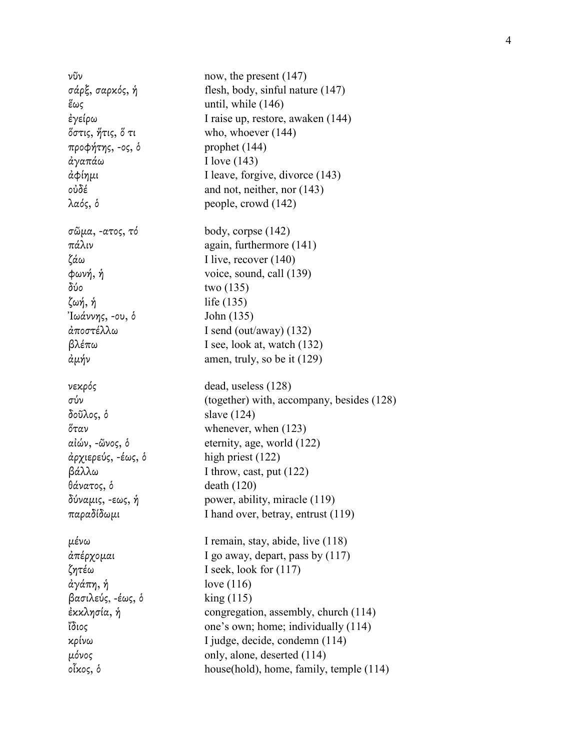| | |
|---|---|
| νῦν | now, the present (147) |
| σάρξ, σαρκός, ἡ | flesh, body, sinful nature (147) |
| ἕως | until, while (146) |
| ἐγείρω | I raise up, restore, awaken (144) |
| ὅστις, ἥτις, ὅ τι | who, whoever (144) |
| προφήτης, -ος, ὁ | prophet (144) |
| ἀγαπάω | I love (143) |
| ἀφίημι | I leave, forgive, divorce (143) |
| οὐδέ | and not, neither, nor (143) |
| λαός, ὁ | people, crowd (142) |
| | |
| σῶμα, -ατος, τό | body, corpse (142) |
| πάλιν | again, furthermore (141) |
| ζάω | I live, recover (140) |
| φωνή, ἡ | voice, sound, call (139) |
| δύο | two (135) |
| ζωή, ἡ | life (135) |
| Ἰωάννης, -ου, ὁ | John (135) |
| ἀποστέλλω | I send (out/away) (132) |
| βλέπω | I see, look at, watch (132) |
| ἀμήν | amen, truly, so be it (129) |
| | |
| νεκρός | dead, useless (128) |
| σύν | (together) with, accompany, besides (128) |
| δοῦλος, ὁ | slave (124) |
| ὅταν | whenever, when (123) |
| αἰών, -ῶνος, ὁ | eternity, age, world (122) |
| ἀρχιερεύς, -έως, ὁ | high priest (122) |
| βάλλω | I throw, cast, put (122) |
| θάνατος, ὁ | death (120) |
| δύναμις, -εως, ἡ | power, ability, miracle (119) |
| παραδίδωμι | I hand over, betray, entrust (119) |
| | |
| μένω | I remain, stay, abide, live (118) |
| ἀπέρχομαι | I go away, depart, pass by (117) |
| ζητέω | I seek, look for (117) |
| ἀγάπη, ἡ | love (116) |
| βασιλεύς, -έως, ὁ | king (115) |
| ἐκκλησία, ἡ | congregation, assembly, church (114) |
| ἴδιος | one's own; home; individually (114) |
| κρίνω | I judge, decide, condemn (114) |
| μόνος | only, alone, deserted (114) |
| οἶκος, ὁ | house(hold), home, family, temple (114) |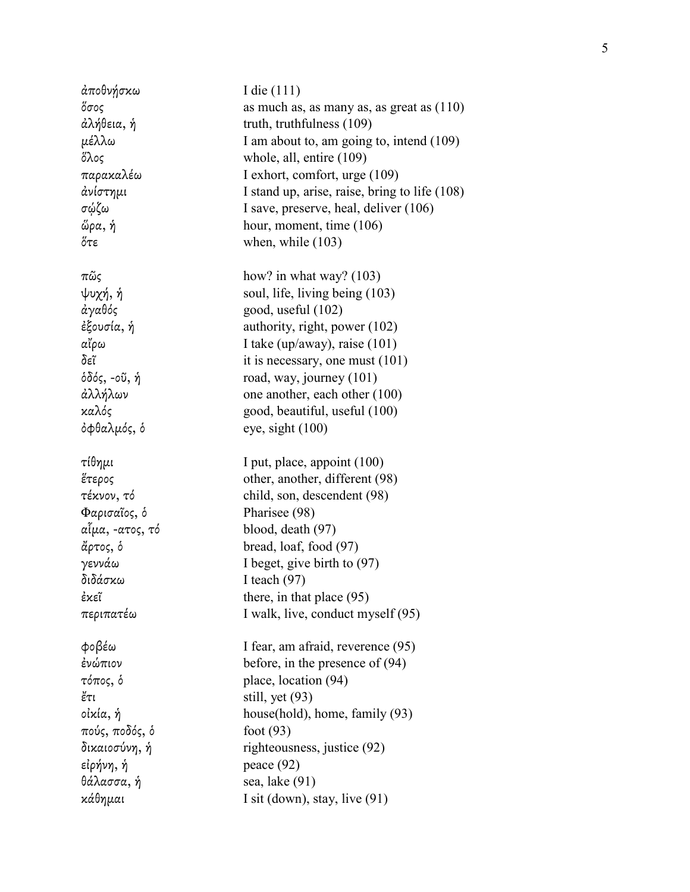| | |
|---|---|
| ἀποθνῄσκω | I die (111) |
| ὅσος | as much as, as many as, as great as (110) |
| ἀλήθεια, ἡ | truth, truthfulness (109) |
| μέλλω | I am about to, am going to, intend (109) |
| ὅλος | whole, all, entire (109) |
| παρακαλέω | I exhort, comfort, urge (109) |
| ἀνίστημι | I stand up, arise, raise, bring to life (108) |
| σῴζω | I save, preserve, heal, deliver (106) |
| ὥρα, ἡ | hour, moment, time (106) |
| ὅτε | when, while (103) |
| | |
| πῶς | how? in what way? (103) |
| ψυχή, ἡ | soul, life, living being (103) |
| ἀγαθός | good, useful (102) |
| ἐξουσία, ἡ | authority, right, power (102) |
| αἴρω | I take (up/away), raise (101) |
| δεῖ | it is necessary, one must (101) |
| ὁδός, -οῦ, ἡ | road, way, journey (101) |
| ἀλλήλων | one another, each other (100) |
| καλός | good, beautiful, useful (100) |
| ὀφθαλμός, ὁ | eye, sight (100) |
| | |
| τίθημι | I put, place, appoint (100) |
| ἕτερος | other, another, different (98) |
| τέκνον, τό | child, son, descendent (98) |
| Φαρισαῖος, ὁ | Pharisee (98) |
| αἷμα, -ατος, τό | blood, death (97) |
| ἄρτος, ὁ | bread, loaf, food (97) |
| γεννάω | I beget, give birth to (97) |
| διδάσκω | I teach (97) |
| ἐκεῖ | there, in that place (95) |
| περιπατέω | I walk, live, conduct myself (95) |
| | |
| φοβέω | I fear, am afraid, reverence (95) |
| ἐνώπιον | before, in the presence of (94) |
| τόπος, ὁ | place, location (94) |
| ἔτι | still, yet (93) |
| οἰκία, ἡ | house(hold), home, family (93) |
| πούς, ποδός, ὁ | foot (93) |
| δικαιοσύνη, ἡ | righteousness, justice (92) |
| εἰρήνη, ἡ | peace (92) |
| θάλασσα, ἡ | sea, lake (91) |
| κάθημαι | I sit (down), stay, live (91) |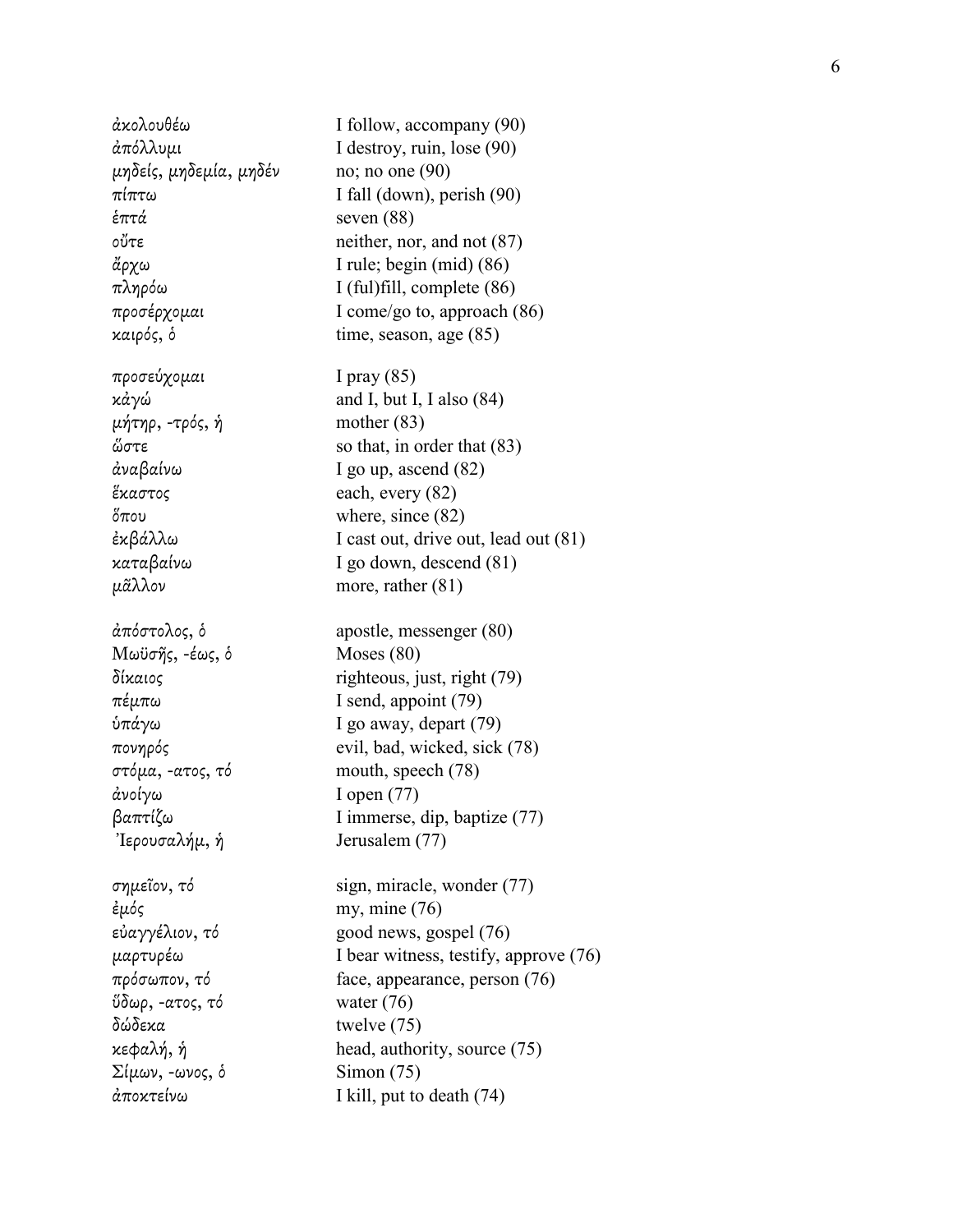| | |
|---|---|
| ἀκολουθέω | I follow, accompany (90) |
| ἀπόλλυμι | I destroy, ruin, lose (90) |
| μηδείς, μηδεμία, μηδέν | no; no one (90) |
| πίπτω | I fall (down), perish (90) |
| ἑπτά | seven (88) |
| οὔτε | neither, nor, and not (87) |
| ἄρχω | I rule; begin (mid) (86) |
| πληρόω | I (ful)fill, complete (86) |
| προσέρχομαι | I come/go to, approach (86) |
| καιρός, ὁ | time, season, age (85) |
| προσεύχομαι | I pray (85) |
| κἀγώ | and I, but I, I also (84) |
| μήτηρ, -τρός, ἡ | mother (83) |
| ὥστε | so that, in order that (83) |
| ἀναβαίνω | I go up, ascend (82) |
| ἕκαστος | each, every (82) |
| ὅπου | where, since (82) |
| ἐκβάλλω | I cast out, drive out, lead out (81) |
| καταβαίνω | I go down, descend (81) |
| μᾶλλον | more, rather (81) |
| ἀπόστολος, ὁ | apostle, messenger (80) |
| Μωϋσῆς, -έως, ὁ | Moses (80) |
| δίκαιος | righteous, just, right (79) |
| πέμπω | I send, appoint (79) |
| ὑπάγω | I go away, depart (79) |
| πονηρός | evil, bad, wicked, sick (78) |
| στόμα, -ατος, τό | mouth, speech (78) |
| ἀνοίγω | I open (77) |
| βαπτίζω | I immerse, dip, baptize (77) |
| Ἰερουσαλήμ, ἡ | Jerusalem (77) |
| σημεῖον, τό | sign, miracle, wonder (77) |
| ἐμός | my, mine (76) |
| εὐαγγέλιον, τό | good news, gospel (76) |
| μαρτυρέω | I bear witness, testify, approve (76) |
| πρόσωπον, τό | face, appearance, person (76) |
| ὕδωρ, -ατος, τό | water (76) |
| δώδεκα | twelve (75) |
| κεφαλή, ἡ | head, authority, source (75) |
| Σίμων, -ωνος, ὁ | Simon (75) |
| ἀποκτείνω | I kill, put to death (74) |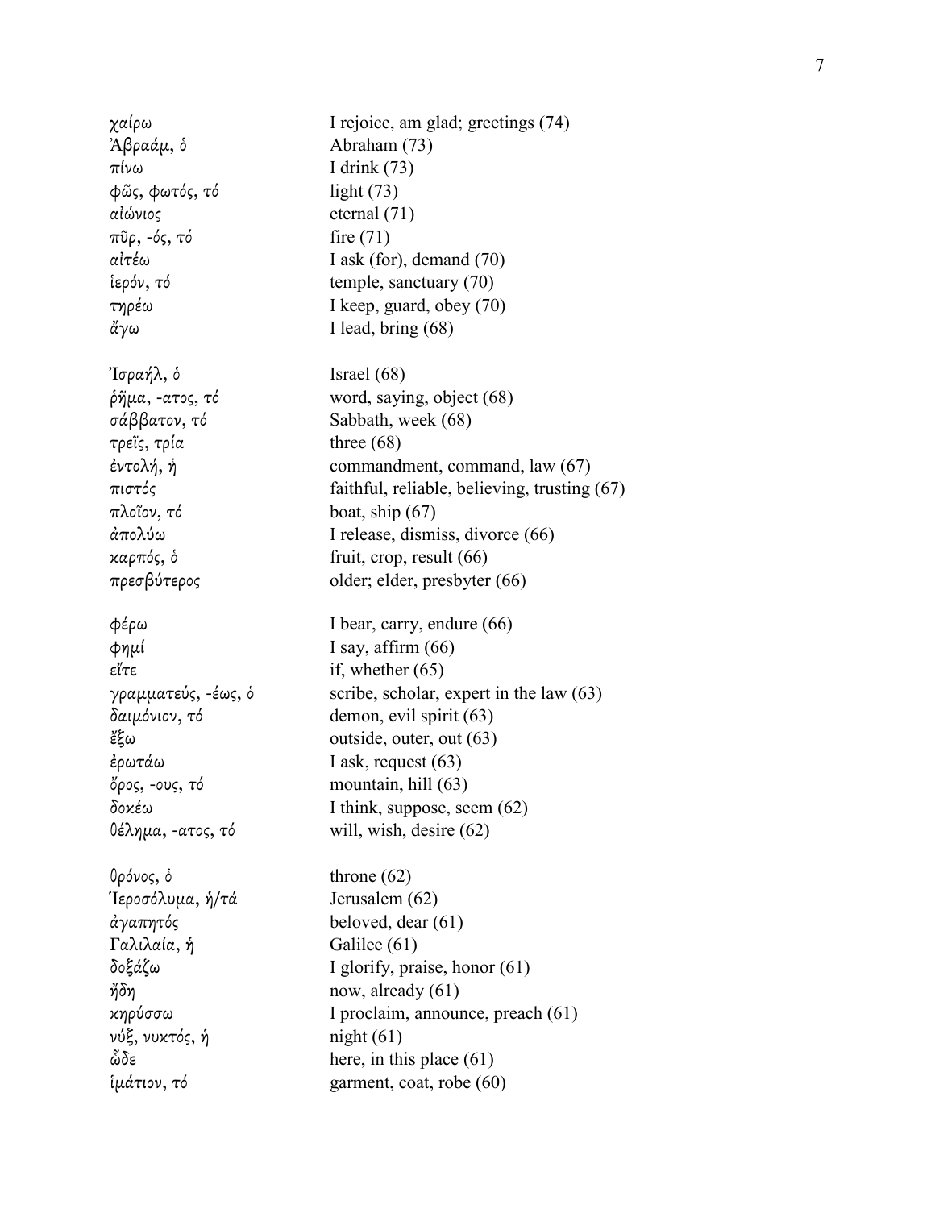| | |
|---|---|
| χαίρω | I rejoice, am glad; greetings (74) |
| Ἀβραάμ, ὁ | Abraham (73) |
| πίνω | I drink (73) |
| φῶς, φωτός, τό | light (73) |
| αἰώνιος | eternal (71) |
| πῦρ, -ός, τό | fire (71) |
| αἰτέω | I ask (for), demand (70) |
| ἱερόν, τό | temple, sanctuary (70) |
| τηρέω | I keep, guard, obey (70) |
| ἄγω | I lead, bring (68) |
| Ἰσραήλ, ὁ | Israel (68) |
| ῥῆμα, -ατος, τό | word, saying, object (68) |
| σάββατον, τό | Sabbath, week (68) |
| τρεῖς, τρία | three (68) |
| ἐντολή, ἡ | commandment, command, law (67) |
| πιστός | faithful, reliable, believing, trusting (67) |
| πλοῖον, τό | boat, ship (67) |
| ἀπολύω | I release, dismiss, divorce (66) |
| καρπός, ὁ | fruit, crop, result (66) |
| πρεσβύτερος | older; elder, presbyter (66) |
| φέρω | I bear, carry, endure (66) |
| φημί | I say, affirm (66) |
| εἴτε | if, whether (65) |
| γραμματεύς, -έως, ὁ | scribe, scholar, expert in the law (63) |
| δαιμόνιον, τό | demon, evil spirit (63) |
| ἔξω | outside, outer, out (63) |
| ἐρωτάω | I ask, request (63) |
| ὄρος, -ους, τό | mountain, hill (63) |
| δοκέω | I think, suppose, seem (62) |
| θέλημα, -ατος, τό | will, wish, desire (62) |
| θρόνος, ὁ | throne (62) |
| Ἱεροσόλυμα, ἡ/τά | Jerusalem (62) |
| ἀγαπητός | beloved, dear (61) |
| Γαλιλαία, ἡ | Galilee (61) |
| δοξάζω | I glorify, praise, honor (61) |
| ἤδη | now, already (61) |
| κηρύσσω | I proclaim, announce, preach (61) |
| νύξ, νυκτός, ἡ | night (61) |
| ὧδε | here, in this place (61) |
| ἱμάτιον, τό | garment, coat, robe (60) |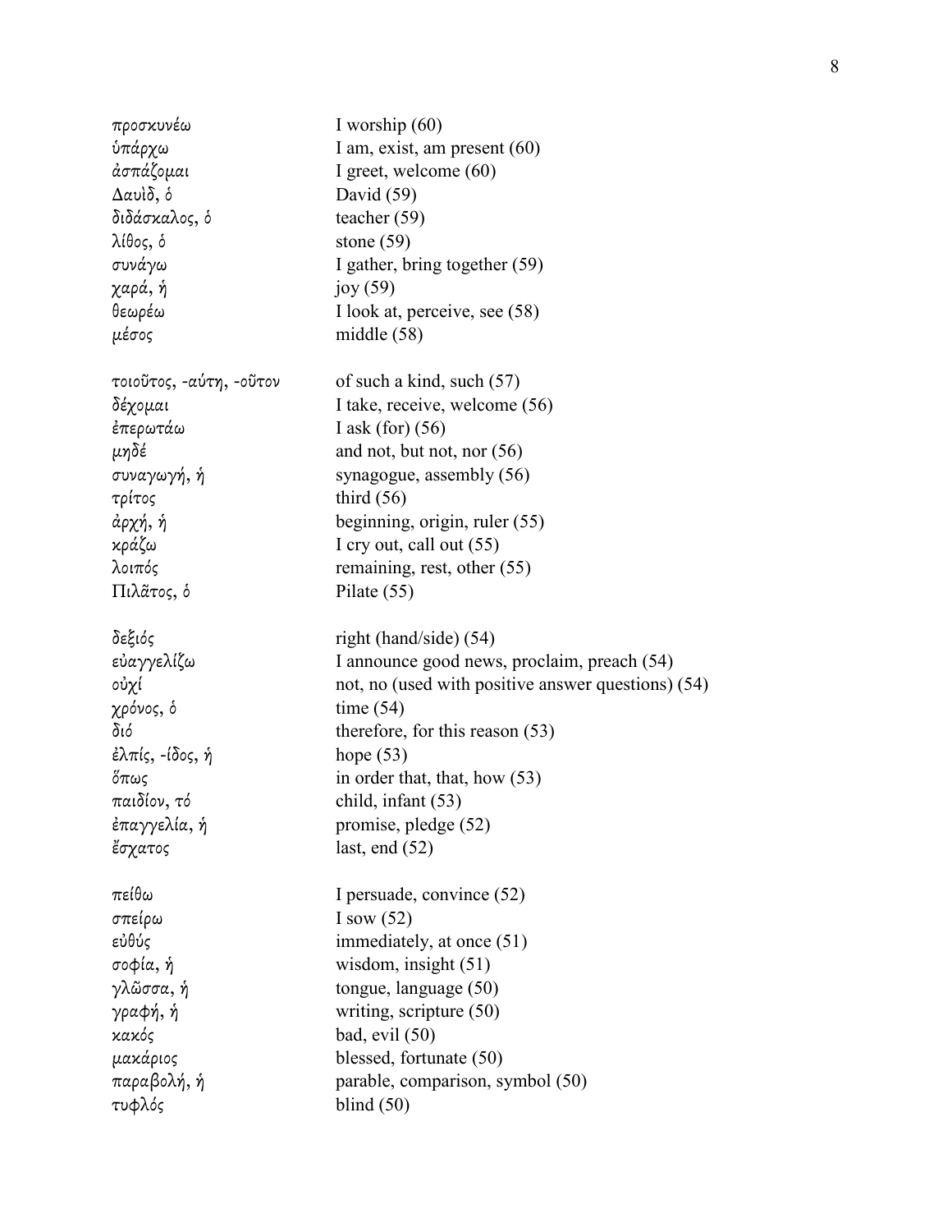| | |
|---|---|
| προσκυνέω | I worship (60) |
| ὑπάρχω | I am, exist, am present (60) |
| ἀσπάζομαι | I greet, welcome (60) |
| Δαυὶδ, ὁ | David (59) |
| διδάσκαλος, ὁ | teacher (59) |
| λίθος, ὁ | stone (59) |
| συνάγω | I gather, bring together (59) |
| χαρά, ἡ | joy (59) |
| θεωρέω | I look at, perceive, see (58) |
| μέσος | middle (58) |
| τοιοῦτος, -αύτη, -οῦτον | of such a kind, such (57) |
| δέχομαι | I take, receive, welcome (56) |
| ἐπερωτάω | I ask (for) (56) |
| μηδέ | and not, but not, nor (56) |
| συναγωγή, ἡ | synagogue, assembly (56) |
| τρίτος | third (56) |
| ἀρχή, ἡ | beginning, origin, ruler (55) |
| κράζω | I cry out, call out (55) |
| λοιπός | remaining, rest, other (55) |
| Πιλᾶτος, ὁ | Pilate (55) |
| δεξιός | right (hand/side) (54) |
| εὐαγγελίζω | I announce good news, proclaim, preach (54) |
| οὐχί | not, no (used with positive answer questions) (54) |
| χρόνος, ὁ | time (54) |
| διό | therefore, for this reason (53) |
| ἐλπίς, -ίδος, ἡ | hope (53) |
| ὅπως | in order that, that, how (53) |
| παιδίον, τό | child, infant (53) |
| ἐπαγγελία, ἡ | promise, pledge (52) |
| ἔσχατος | last, end (52) |
| πείθω | I persuade, convince (52) |
| σπείρω | I sow (52) |
| εὐθύς | immediately, at once (51) |
| σοφία, ἡ | wisdom, insight (51) |
| γλῶσσα, ἡ | tongue, language (50) |
| γραφή, ἡ | writing, scripture (50) |
| κακός | bad, evil (50) |
| μακάριος | blessed, fortunate (50) |
| παραβολή, ἡ | parable, comparison, symbol (50) |
| τυφλός | blind (50) |